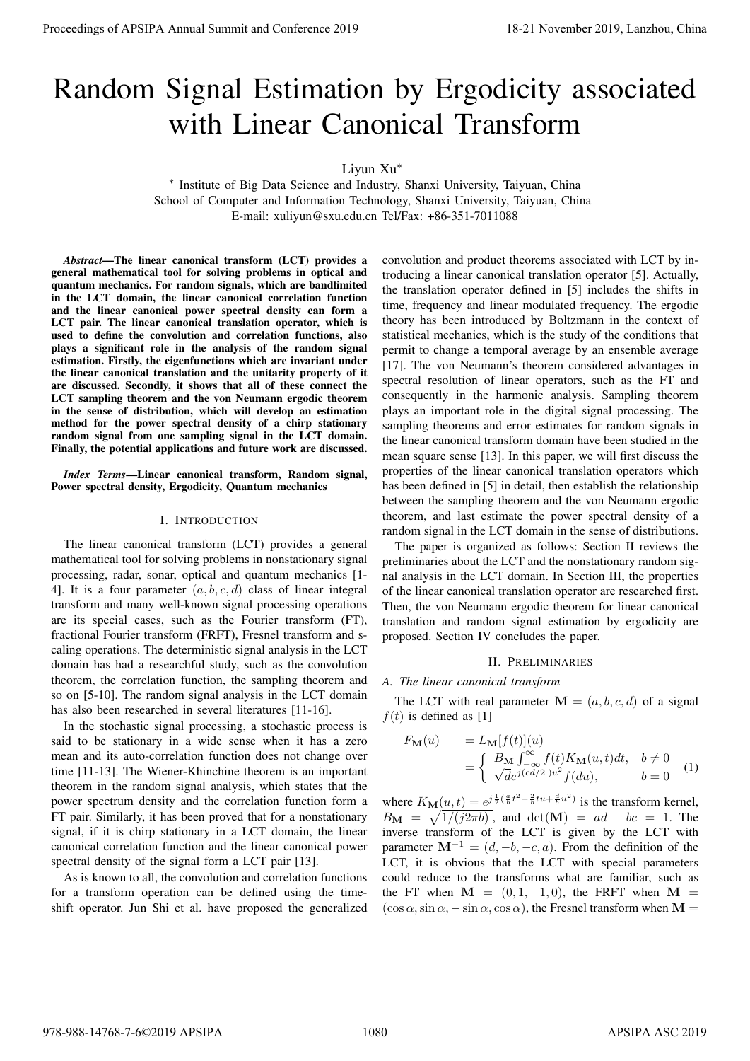# Random Signal Estimation by Ergodicity associated with Linear Canonical Transform

Liyun Xu[*]

[*] Institute of Big Data Science and Industry, Shanxi University, Taiyuan, China
School of Computer and Information Technology, Shanxi University, Taiyuan, China
E-mail: xuliyun@sxu.edu.cn Tel/Fax: +86-351-7011088

***Abstract*—The linear canonical transform (LCT) provides a general mathematical tool for solving problems in optical and quantum mechanics. For random signals, which are bandlimited in the LCT domain, the linear canonical correlation function and the linear canonical power spectral density can form a LCT pair. The linear canonical translation operator, which is used to define the convolution and correlation functions, also plays a significant role in the analysis of the random signal estimation. Firstly, the eigenfunctions which are invariant under the linear canonical translation and the unitarity property of it are discussed. Secondly, it shows that all of these connect the LCT sampling theorem and the von Neumann ergodic theorem in the sense of distribution, which will develop an estimation method for the power spectral density of a chirp stationary random signal from one sampling signal in the LCT domain. Finally, the potential applications and future work are discussed.**

***Index Terms*—Linear canonical transform, Random signal, Power spectral density, Ergodicity, Quantum mechanics**

## I. Introduction

The linear canonical transform (LCT) provides a general mathematical tool for solving problems in nonstationary signal processing, radar, sonar, optical and quantum mechanics [1-4]. It is a four parameter $(a, b, c, d)$ class of linear integral transform and many well-known signal processing operations are its special cases, such as the Fourier transform (FT), fractional Fourier transform (FRFT), Fresnel transform and scaling operations. The deterministic signal analysis in the LCT domain has had a researchful study, such as the convolution theorem, the correlation function, the sampling theorem and so on [5-10]. The random signal analysis in the LCT domain has also been researched in several literatures [11-16].

In the stochastic signal processing, a stochastic process is said to be stationary in a wide sense when it has a zero mean and its auto-correlation function does not change over time [11-13]. The Wiener-Khinchine theorem is an important theorem in the random signal analysis, which states that the power spectrum density and the correlation function form a FT pair. Similarly, it has been proved that for a nonstationary signal, if it is chirp stationary in a LCT domain, the linear canonical correlation function and the linear canonical power spectral density of the signal form a LCT pair [13].

As is known to all, the convolution and correlation functions for a transform operation can be defined using the time-shift operator. Jun Shi et al. have proposed the generalized convolution and product theorems associated with LCT by introducing a linear canonical translation operator [5]. Actually, the translation operator defined in [5] includes the shifts in time, frequency and linear modulated frequency. The ergodic theory has been introduced by Boltzmann in the context of statistical mechanics, which is the study of the conditions that permit to change a temporal average by an ensemble average [17]. The von Neumann's theorem considered advantages in spectral resolution of linear operators, such as the FT and consequently in the harmonic analysis. Sampling theorem plays an important role in the digital signal processing. The sampling theorems and error estimates for random signals in the linear canonical transform domain have been studied in the mean square sense [13]. In this paper, we will first discuss the properties of the linear canonical translation operators which has been defined in [5] in detail, then establish the relationship between the sampling theorem and the von Neumann ergodic theorem, and last estimate the power spectral density of a random signal in the LCT domain in the sense of distributions.

The paper is organized as follows: Section II reviews the preliminaries about the LCT and the nonstationary random signal analysis in the LCT domain. In Section III, the properties of the linear canonical translation operator are researched first. Then, the von Neumann ergodic theorem for linear canonical translation and random signal estimation by ergodicity are proposed. Section IV concludes the paper.

## II. Preliminaries

### A. The linear canonical transform

The LCT with real parameter $\mathbf{M} = (a, b, c, d)$ of a signal $f(t)$ is defined as [1]

$$F_{\mathbf{M}}(u) = L_{\mathbf{M}}[f(t)](u) = \begin{cases} B_{\mathbf{M}} \int_{-\infty}^{\infty} f(t) K_{\mathbf{M}}(u,t) dt, & b \neq 0 \\ \sqrt{d} e^{j(cd/2)u^2} f(du), & b = 0 \end{cases} \quad (1)$$

where $K_{\mathbf{M}}(u,t) = e^{j\frac{1}{2}(\frac{a}{b}t^2 - \frac{2}{b}tu + \frac{d}{b}u^2)}$ is the transform kernel, $B_{\mathbf{M}} = \sqrt{1/(j2\pi b)}$, and $\det(\mathbf{M}) = ad - bc = 1$. The inverse transform of the LCT is given by the LCT with parameter $\mathbf{M}^{-1} = (d, -b, -c, a)$. From the definition of the LCT, it is obvious that the LCT with special parameters could reduce to the transforms what are familiar, such as the FT when $\mathbf{M} = (0, 1, -1, 0)$, the FRFT when $\mathbf{M} = (\cos\alpha, \sin\alpha, -\sin\alpha, \cos\alpha)$, the Fresnel transform when $\mathbf{M} =$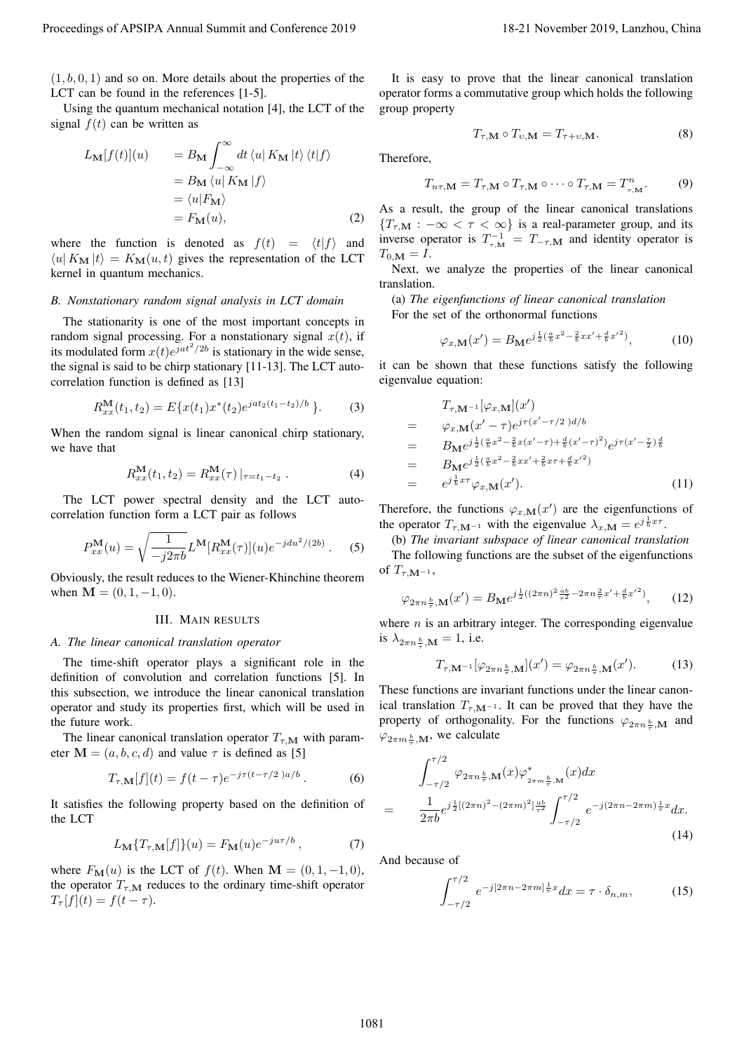$(1, b, 0, 1)$ and so on. More details about the properties of the LCT can be found in the references [1-5].

Using the quantum mechanical notation [4], the LCT of the signal $f(t)$ can be written as

$$
\begin{aligned}
L_{\mathbf{M}}[f(t)](u) \quad &= B_{\mathbf{M}} \int_{-\infty}^{\infty} dt \, \langle u| K_{\mathbf{M}} |t\rangle \langle t|f\rangle \\
&= B_{\mathbf{M}} \langle u| K_{\mathbf{M}} |f\rangle \\
&= \langle u|F_{\mathbf{M}}\rangle \\
&= F_{\mathbf{M}}(u),
\end{aligned} \tag{2}
$$

where the function is denoted as $f(t) = \langle t|f\rangle$ and $\langle u| K_{\mathbf{M}} |t\rangle = K_{\mathbf{M}}(u,t)$ gives the representation of the LCT kernel in quantum mechanics.

### B. Nonstationary random signal analysis in LCT domain

The stationarity is one of the most important concepts in random signal processing. For a nonstationary signal $x(t)$, if its modulated form $x(t)e^{jat^2/2b}$ is stationary in the wide sense, the signal is said to be chirp stationary [11-13]. The LCT autocorrelation function is defined as [13]

$$
R_{xx}^{\mathbf{M}}(t_1, t_2) = E\{x(t_1)x^*(t_2)e^{jat_2(t_1-t_2)/b}\}. \tag{3}
$$

When the random signal is linear canonical chirp stationary, we have that

$$
R_{xx}^{\mathbf{M}}(t_1, t_2) = R_{xx}^{\mathbf{M}}(\tau)\,|_{\tau=t_1-t_2} . \tag{4}
$$

The LCT power spectral density and the LCT autocorrelation function form a LCT pair as follows

$$
P_{xx}^{\mathbf{M}}(u) = \sqrt{\frac{1}{-j2\pi b}} L^{\mathbf{M}}[R_{xx}^{\mathbf{M}}(\tau)](u)e^{-jdu^2/(2b)} . \tag{5}
$$

Obviously, the result reduces to the Wiener-Khinchine theorem when $\mathbf{M} = (0, 1, -1, 0)$.

## III. Main results

### A. The linear canonical translation operator

The time-shift operator plays a significant role in the definition of convolution and correlation functions [5]. In this subsection, we introduce the linear canonical translation operator and study its properties first, which will be used in the future work.

The linear canonical translation operator $T_{\tau,\mathbf{M}}$ with parameter $\mathbf{M} = (a, b, c, d)$ and value $\tau$ is defined as [5]

$$
T_{\tau,\mathbf{M}}[f](t) = f(t-\tau)e^{-j\tau(t-\tau/2\,)a/b} . \tag{6}
$$

It satisfies the following property based on the definition of the LCT

$$
L_{\mathbf{M}}\{T_{\tau,\mathbf{M}}[f]\}(u) = F_{\mathbf{M}}(u)e^{-ju\tau/b} , \tag{7}
$$

where $F_{\mathbf{M}}(u)$ is the LCT of $f(t)$. When $\mathbf{M} = (0, 1, -1, 0)$, the operator $T_{\tau,\mathbf{M}}$ reduces to the ordinary time-shift operator $T_{\tau}[f](t) = f(t-\tau)$.

It is easy to prove that the linear canonical translation operator forms a commutative group which holds the following group property

$$
T_{\tau,\mathbf{M}} \circ T_{\upsilon,\mathbf{M}} = T_{\tau+\upsilon,\mathbf{M}}. \tag{8}
$$

Therefore,

$$
T_{n\tau,\mathbf{M}} = T_{\tau,\mathbf{M}} \circ T_{\tau,\mathbf{M}} \circ \cdots \circ T_{\tau,\mathbf{M}} = T_{\tau,\mathbf{M}}^{n}. \tag{9}
$$

As a result, the group of the linear canonical translations $\{T_{\tau,\mathbf{M}} : -\infty < \tau < \infty\}$ is a real-parameter group, and its inverse operator is $T_{\tau,\mathbf{M}}^{-1} = T_{-\tau,\mathbf{M}}$ and identity operator is $T_{0,\mathbf{M}} = I$.

Next, we analyze the properties of the linear canonical translation.

(a) *The eigenfunctions of linear canonical translation*

For the set of the orthonormal functions

$$
\varphi_{x,\mathbf{M}}(x') = B_{\mathbf{M}}e^{j\frac{1}{2}(\frac{a}{b}x^2 - \frac{2}{b}xx' + \frac{d}{b}x'^2)}, \tag{10}
$$

it can be shown that these functions satisfy the following eigenvalue equation:

$$
\begin{aligned}
& T_{\tau,\mathbf{M}^{-1}}[\varphi_{x,\mathbf{M}}](x') \\
= \quad & \varphi_{x,\mathbf{M}}(x'-\tau)e^{j\tau(x'-\tau/2\,)d/b} \\
= \quad & B_{\mathbf{M}}e^{j\frac{1}{2}(\frac{a}{b}x^2 - \frac{2}{b}x(x'-\tau) + \frac{d}{b}(x'-\tau)^2)}e^{j\tau(x'-\frac{\tau}{2})\frac{d}{b}} \\
= \quad & B_{\mathbf{M}}e^{j\frac{1}{2}(\frac{a}{b}x^2 - \frac{2}{b}xx' + \frac{2}{b}x\tau + \frac{d}{b}x'^2)} \\
= \quad & e^{j\frac{1}{b}x\tau}\varphi_{x,\mathbf{M}}(x').
\end{aligned} \tag{11}
$$

Therefore, the functions $\varphi_{x,\mathbf{M}}(x')$ are the eigenfunctions of the operator $T_{\tau,\mathbf{M}^{-1}}$ with the eigenvalue $\lambda_{x,\mathbf{M}} = e^{j\frac{1}{b}x\tau}$.

(b) *The invariant subspace of linear canonical translation*

The following functions are the subset of the eigenfunctions of $T_{\tau,\mathbf{M}^{-1}}$,

$$
\varphi_{2\pi n\frac{b}{\tau},\mathbf{M}}(x') = B_{\mathbf{M}}e^{j\frac{1}{2}((2\pi n)^2\frac{ab}{\tau^2} - 2\pi n\frac{2}{\tau}x' + \frac{d}{b}x'^2)}, \tag{12}
$$

where $n$ is an arbitrary integer. The corresponding eigenvalue is $\lambda_{2\pi n\frac{b}{\tau},\mathbf{M}} = 1$, i.e.

$$
T_{\tau,\mathbf{M}^{-1}}[\varphi_{2\pi n\frac{b}{\tau},\mathbf{M}}](x') = \varphi_{2\pi n\frac{b}{\tau},\mathbf{M}}(x'). \tag{13}
$$

These functions are invariant functions under the linear canonical translation $T_{\tau,\mathbf{M}^{-1}}$. It can be proved that they have the property of orthogonality. For the functions $\varphi_{2\pi n\frac{b}{\tau},\mathbf{M}}$ and $\varphi_{2\pi m\frac{b}{\tau},\mathbf{M}}$, we calculate

$$
\begin{aligned}
& \int_{-\tau/2}^{\tau/2} \varphi_{2\pi n\frac{b}{\tau},\mathbf{M}}(x)\varphi^*_{2\pi m\frac{b}{\tau},\mathbf{M}}(x)dx \\
= \quad & \frac{1}{2\pi b}e^{j\frac{1}{2}[(2\pi n)^2 - (2\pi m)^2]\frac{ab}{\tau^2}} \int_{-\tau/2}^{\tau/2} e^{-j(2\pi n - 2\pi m)\frac{1}{\tau}x}dx.
\end{aligned} \tag{14}
$$

And because of

$$
\int_{-\tau/2}^{\tau/2} e^{-j[2\pi n - 2\pi m]\frac{1}{\tau}x}dx = \tau \cdot \delta_{n,m}, \tag{15}
$$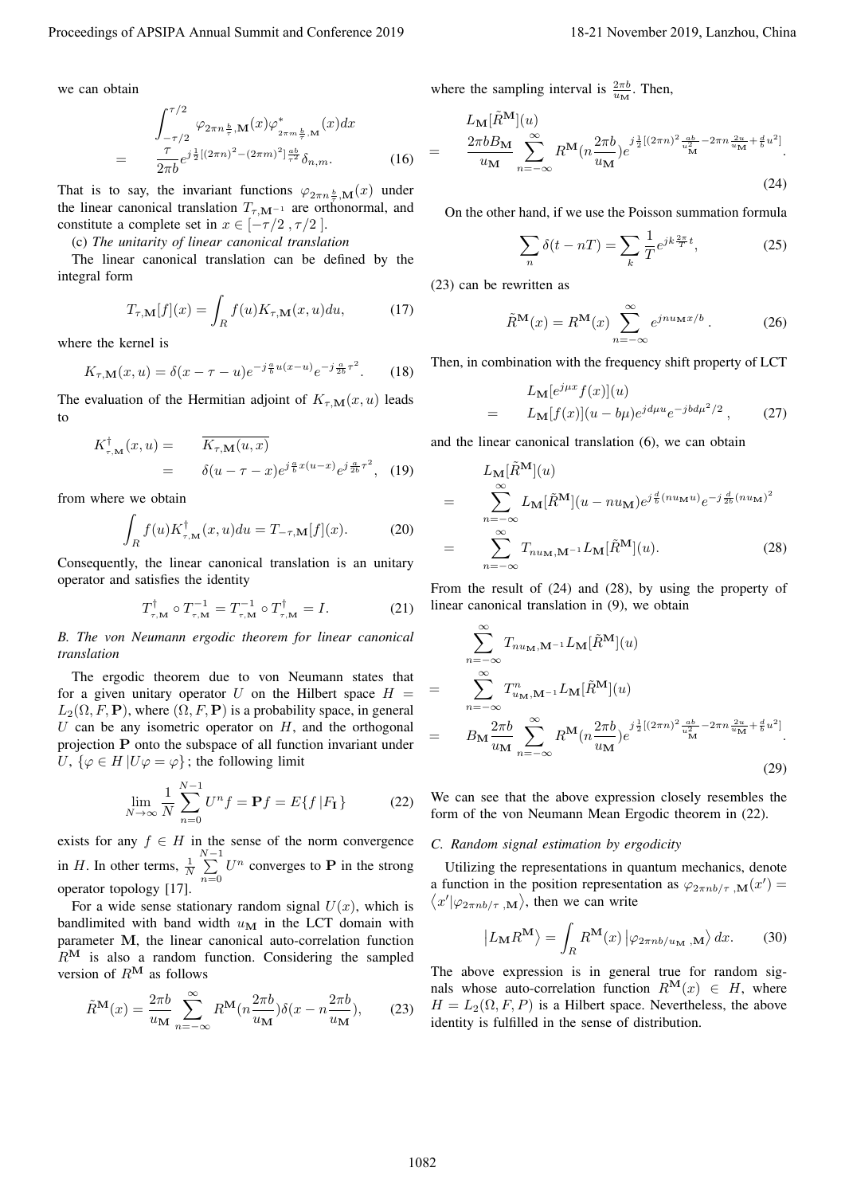we can obtain

$$\begin{aligned} &\int_{-\tau/2}^{\tau/2} \varphi_{2\pi n\frac{b}{\tau},\mathbf{M}}(x)\varphi^*_{2\pi m\frac{b}{\tau},\mathbf{M}}(x)dx \\ = \quad & \frac{\tau}{2\pi b}e^{j\frac{1}{2}[(2\pi n)^2-(2\pi m)^2]\frac{ab}{\tau^2}}\delta_{n,m}. \end{aligned} \tag{16}$$

That is to say, the invariant functions $\varphi_{2\pi n\frac{b}{\tau},\mathbf{M}}(x)$ under the linear canonical translation $T_{\tau,\mathbf{M}^{-1}}$ are orthonormal, and constitute a complete set in $x \in [-\tau/2\ ,\tau/2\ ]$.

(c) *The unitarity of linear canonical translation*

The linear canonical translation can be defined by the integral form

$$T_{\tau,\mathbf{M}}[f](x) = \int_R f(u)K_{\tau,\mathbf{M}}(x,u)du, \tag{17}$$

where the kernel is

$$K_{\tau,\mathbf{M}}(x,u) = \delta(x-\tau-u)e^{-j\frac{a}{b}u(x-u)}e^{-j\frac{a}{2b}\tau^2}. \tag{18}$$

The evaluation of the Hermitian adjoint of $K_{\tau,\mathbf{M}}(x,u)$ leads to

$$\begin{aligned} K^{\dagger}_{\tau,\mathbf{M}}(x,u) = \quad & \overline{K_{\tau,\mathbf{M}}(u,x)} \\ = \quad & \delta(u-\tau-x)e^{j\frac{a}{b}x(u-x)}e^{j\frac{a}{2b}\tau^2}, \end{aligned} \tag{19}$$

from where we obtain

$$\int_R f(u)K^{\dagger}_{\tau,\mathbf{M}}(x,u)du = T_{-\tau,\mathbf{M}}[f](x). \tag{20}$$

Consequently, the linear canonical translation is an unitary operator and satisfies the identity

$$T^{\dagger}_{\tau,\mathbf{M}} \circ T^{-1}_{\tau,\mathbf{M}} = T^{-1}_{\tau,\mathbf{M}} \circ T^{\dagger}_{\tau,\mathbf{M}} = I. \tag{21}$$

### *B. The von Neumann ergodic theorem for linear canonical translation*

The ergodic theorem due to von Neumann states that for a given unitary operator $U$ on the Hilbert space $H = L_2(\Omega, F, \mathbf{P})$, where $(\Omega, F, \mathbf{P})$ is a probability space, in general $U$ can be any isometric operator on $H$, and the orthogonal projection $\mathbf{P}$ onto the subspace of all function invariant under $U$, $\{\varphi \in H\,|U\varphi = \varphi\}$; the following limit

$$\lim_{N\to\infty}\frac{1}{N}\sum_{n=0}^{N-1}U^n f = \mathbf{P}f = E\{f\,|F_{\mathbf{I}}\} \tag{22}$$

exists for any $f \in H$ in the sense of the norm convergence in $H$. In other terms, $\frac{1}{N}\sum\limits_{n=0}^{N-1}U^n$ converges to $\mathbf{P}$ in the strong operator topology [17].

For a wide sense stationary random signal $U(x)$, which is bandlimited with band width $u_{\mathbf{M}}$ in the LCT domain with parameter $\mathbf{M}$, the linear canonical auto-correlation function $R^{\mathbf{M}}$ is also a random function. Considering the sampled version of $R^{\mathbf{M}}$ as follows

$$\tilde{R}^{\mathbf{M}}(x) = \frac{2\pi b}{u_{\mathbf{M}}}\sum_{n=-\infty}^{\infty}R^{\mathbf{M}}(n\frac{2\pi b}{u_{\mathbf{M}}})\delta(x-n\frac{2\pi b}{u_{\mathbf{M}}}), \tag{23}$$

where the sampling interval is $\frac{2\pi b}{u_{\mathbf{M}}}$. Then,

$$\begin{aligned} & L_{\mathbf{M}}[\tilde{R}^{\mathbf{M}}](u) \\ = \quad & \frac{2\pi b B_{\mathbf{M}}}{u_{\mathbf{M}}}\sum_{n=-\infty}^{\infty}R^{\mathbf{M}}(n\frac{2\pi b}{u_{\mathbf{M}}})e^{j\frac{1}{2}[(2\pi n)^2\frac{ab}{u^2_{\mathbf{M}}}-2\pi n\frac{2u}{u_{\mathbf{M}}}+\frac{d}{b}u^2]}. \end{aligned} \tag{24}$$

On the other hand, if we use the Poisson summation formula

$$\sum_n \delta(t-nT) = \sum_k \frac{1}{T}e^{jk\frac{2\pi}{T}t}, \tag{25}$$

(23) can be rewritten as

$$\tilde{R}^{\mathbf{M}}(x) = R^{\mathbf{M}}(x)\sum_{n=-\infty}^{\infty}e^{jnu_{\mathbf{M}}x/b}. \tag{26}$$

Then, in combination with the frequency shift property of LCT

$$\begin{aligned} & L_{\mathbf{M}}[e^{j\mu x}f(x)](u) \\ = \quad & L_{\mathbf{M}}[f(x)](u-b\mu)e^{jd\mu u}e^{-jbd\mu^2/2}, \end{aligned} \tag{27}$$

and the linear canonical translation (6), we can obtain

$$\begin{aligned} & L_{\mathbf{M}}[\tilde{R}^{\mathbf{M}}](u) \\ = \quad & \sum_{n=-\infty}^{\infty}L_{\mathbf{M}}[\tilde{R}^{\mathbf{M}}](u-nu_{\mathbf{M}})e^{j\frac{d}{b}(nu_{\mathbf{M}}u)}e^{-j\frac{d}{2b}(nu_{\mathbf{M}})^2} \\ = \quad & \sum_{n=-\infty}^{\infty}T_{nu_{\mathbf{M}},\mathbf{M}^{-1}}L_{\mathbf{M}}[\tilde{R}^{\mathbf{M}}](u). \end{aligned} \tag{28}$$

From the result of (24) and (28), by using the property of linear canonical translation in (9), we obtain

$$\begin{aligned} & \sum_{n=-\infty}^{\infty}T_{nu_{\mathbf{M}},\mathbf{M}^{-1}}L_{\mathbf{M}}[\tilde{R}^{\mathbf{M}}](u) \\ = \quad & \sum_{n=-\infty}^{\infty}T^n_{u_{\mathbf{M}},\mathbf{M}^{-1}}L_{\mathbf{M}}[\tilde{R}^{\mathbf{M}}](u) \\ = \quad & B_{\mathbf{M}}\frac{2\pi b}{u_{\mathbf{M}}}\sum_{n=-\infty}^{\infty}R^{\mathbf{M}}(n\frac{2\pi b}{u_{\mathbf{M}}})e^{j\frac{1}{2}[(2\pi n)^2\frac{ab}{u^2_{\mathbf{M}}}-2\pi n\frac{2u}{u_{\mathbf{M}}}+\frac{d}{b}u^2]}. \end{aligned} \tag{29}$$

We can see that the above expression closely resembles the form of the von Neumann Mean Ergodic theorem in (22).

### *C. Random signal estimation by ergodicity*

Utilizing the representations in quantum mechanics, denote a function in the position representation as $\varphi_{2\pi nb/\tau\ ,\mathbf{M}}(x') = \left\langle x'|\varphi_{2\pi nb/\tau\ ,\mathbf{M}}\right\rangle$, then we can write

$$\left|L_{\mathbf{M}}R^{\mathbf{M}}\right\rangle = \int_R R^{\mathbf{M}}(x)\left|\varphi_{2\pi nb/u_{\mathbf{M}}\ ,\mathbf{M}}\right\rangle dx. \tag{30}$$

The above expression is in general true for random signals whose auto-correlation function $R^{\mathbf{M}}(x) \in H$, where $H = L_2(\Omega, F, P)$ is a Hilbert space. Nevertheless, the above identity is fulfilled in the sense of distribution.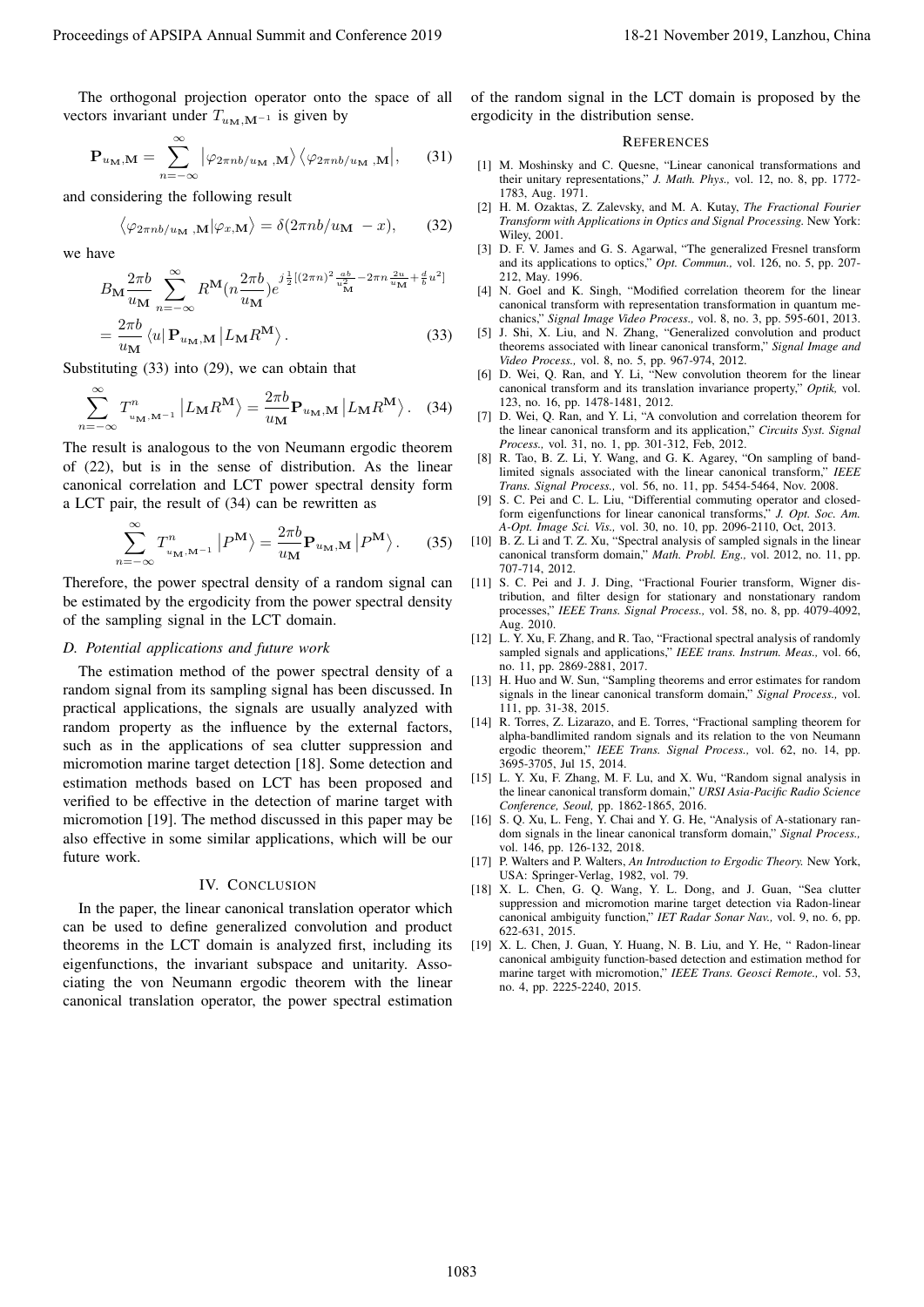The orthogonal projection operator onto the space of all vectors invariant under $T_{u_{\mathbf{M}},\mathbf{M}^{-1}}$ is given by

$$\mathbf{P}_{u_{\mathbf{M}},\mathbf{M}} = \sum_{n=-\infty}^{\infty} \left|\varphi_{2\pi nb/u_{\mathbf{M}}},\mathbf{M}\right\rangle \left\langle \varphi_{2\pi nb/u_{\mathbf{M}}},\mathbf{M}\right|, \quad (31)$$

and considering the following result

$$\left\langle \varphi_{2\pi nb/u_{\mathbf{M}}},\mathbf{M}|\varphi_{x,\mathbf{M}}\right\rangle = \delta(2\pi nb/u_{\mathbf{M}} - x), \quad (32)$$

we have

$$B_{\mathbf{M}}\frac{2\pi b}{u_{\mathbf{M}}}\sum_{n=-\infty}^{\infty} R^{\mathbf{M}}(n\frac{2\pi b}{u_{\mathbf{M}}})e^{j\frac{1}{2}[(2\pi n)^2\frac{ab}{u_{\mathbf{M}}^2}-2\pi n\frac{2u}{u_{\mathbf{M}}}+\frac{d}{b}u^2]}$$
$$= \frac{2\pi b}{u_{\mathbf{M}}}\left\langle u\right| \mathbf{P}_{u_{\mathbf{M}},\mathbf{M}}\left|L_{\mathbf{M}}R^{\mathbf{M}}\right\rangle. \quad (33)$$

Substituting (33) into (29), we can obtain that

$$\sum_{n=-\infty}^{\infty} T^n_{u_{\mathbf{M}},\mathbf{M}^{-1}}\left|L_{\mathbf{M}}R^{\mathbf{M}}\right\rangle = \frac{2\pi b}{u_{\mathbf{M}}}\mathbf{P}_{u_{\mathbf{M}},\mathbf{M}}\left|L_{\mathbf{M}}R^{\mathbf{M}}\right\rangle. \quad (34)$$

The result is analogous to the von Neumann ergodic theorem of (22), but is in the sense of distribution. As the linear canonical correlation and LCT power spectral density form a LCT pair, the result of (34) can be rewritten as

$$\sum_{n=-\infty}^{\infty} T^n_{u_{\mathbf{M}},\mathbf{M}^{-1}}\left|P^{\mathbf{M}}\right\rangle = \frac{2\pi b}{u_{\mathbf{M}}}\mathbf{P}_{u_{\mathbf{M}},\mathbf{M}}\left|P^{\mathbf{M}}\right\rangle. \quad (35)$$

Therefore, the power spectral density of a random signal can be estimated by the ergodicity from the power spectral density of the sampling signal in the LCT domain.

### *D. Potential applications and future work*

The estimation method of the power spectral density of a random signal from its sampling signal has been discussed. In practical applications, the signals are usually analyzed with random property as the influence by the external factors, such as in the applications of sea clutter suppression and micromotion marine target detection [18]. Some detection and estimation methods based on LCT has been proposed and verified to be effective in the detection of marine target with micromotion [19]. The method discussed in this paper may be also effective in some similar applications, which will be our future work.

## IV. Conclusion

In the paper, the linear canonical translation operator which can be used to define generalized convolution and product theorems in the LCT domain is analyzed first, including its eigenfunctions, the invariant subspace and unitarity. Associating the von Neumann ergodic theorem with the linear canonical translation operator, the power spectral estimation of the random signal in the LCT domain is proposed by the ergodicity in the distribution sense.

## References

[1] M. Moshinsky and C. Quesne, "Linear canonical transformations and their unitary representations," *J. Math. Phys.,* vol. 12, no. 8, pp. 1772-1783, Aug. 1971.

[2] H. M. Ozaktas, Z. Zalevsky, and M. A. Kutay, *The Fractional Fourier Transform with Applications in Optics and Signal Processing.* New York: Wiley, 2001.

[3] D. F. V. James and G. S. Agarwal, "The generalized Fresnel transform and its applications to optics," *Opt. Commun.,* vol. 126, no. 5, pp. 207-212, May. 1996.

[4] N. Goel and K. Singh, "Modified correlation theorem for the linear canonical transform with representation transformation in quantum mechanics," *Signal Image Video Process.,* vol. 8, no. 3, pp. 595-601, 2013.

[5] J. Shi, X. Liu, and N. Zhang, "Generalized convolution and product theorems associated with linear canonical transform," *Signal Image and Video Process.,* vol. 8, no. 5, pp. 967-974, 2012.

[6] D. Wei, Q. Ran, and Y. Li, "New convolution theorem for the linear canonical transform and its translation invariance property," *Optik,* vol. 123, no. 16, pp. 1478-1481, 2012.

[7] D. Wei, Q. Ran, and Y. Li, "A convolution and correlation theorem for the linear canonical transform and its application," *Circuits Syst. Signal Process.,* vol. 31, no. 1, pp. 301-312, Feb, 2012.

[8] R. Tao, B. Z. Li, Y. Wang, and G. K. Agarey, "On sampling of band-limited signals associated with the linear canonical transform," *IEEE Trans. Signal Process.,* vol. 56, no. 11, pp. 5454-5464, Nov. 2008.

[9] S. C. Pei and C. L. Liu, "Differential commuting operator and closed-form eigenfunctions for linear canonical transforms," *J. Opt. Soc. Am. A-Opt. Image Sci. Vis.,* vol. 30, no. 10, pp. 2096-2110, Oct, 2013.

[10] B. Z. Li and T. Z. Xu, "Spectral analysis of sampled signals in the linear canonical transform domain," *Math. Probl. Eng.,* vol. 2012, no. 11, pp. 707-714, 2012.

[11] S. C. Pei and J. J. Ding, "Fractional Fourier transform, Wigner distribution, and filter design for stationary and nonstationary random processes," *IEEE Trans. Signal Process.,* vol. 58, no. 8, pp. 4079-4092, Aug. 2010.

[12] L. Y. Xu, F. Zhang, and R. Tao, "Fractional spectral analysis of randomly sampled signals and applications," *IEEE trans. Instrum. Meas.,* vol. 66, no. 11, pp. 2869-2881, 2017.

[13] H. Huo and W. Sun, "Sampling theorems and error estimates for random signals in the linear canonical transform domain," *Signal Process.,* vol. 111, pp. 31-38, 2015.

[14] R. Torres, Z. Lizarazo, and E. Torres, "Fractional sampling theorem for alpha-bandlimited random signals and its relation to the von Neumann ergodic theorem," *IEEE Trans. Signal Process.,* vol. 62, no. 14, pp. 3695-3705, Jul 15, 2014.

[15] L. Y. Xu, F. Zhang, M. F. Lu, and X. Wu, "Random signal analysis in the linear canonical transform domain," *URSI Asia-Pacific Radio Science Conference, Seoul,* pp. 1862-1865, 2016.

[16] S. Q. Xu, L. Feng, Y. Chai and Y. G. He, "Analysis of A-stationary random signals in the linear canonical transform domain," *Signal Process.,* vol. 146, pp. 126-132, 2018.

[17] P. Walters and P. Walters, *An Introduction to Ergodic Theory.* New York, USA: Springer-Verlag, 1982, vol. 79.

[18] X. L. Chen, G. Q. Wang, Y. L. Dong, and J. Guan, "Sea clutter suppression and micromotion marine target detection via Radon-linear canonical ambiguity function," *IET Radar Sonar Nav.,* vol. 9, no. 6, pp. 622-631, 2015.

[19] X. L. Chen, J. Guan, Y. Huang, N. B. Liu, and Y. He, " Radon-linear canonical ambiguity function-based detection and estimation method for marine target with micromotion," *IEEE Trans. Geosci Remote.,* vol. 53, no. 4, pp. 2225-2240, 2015.